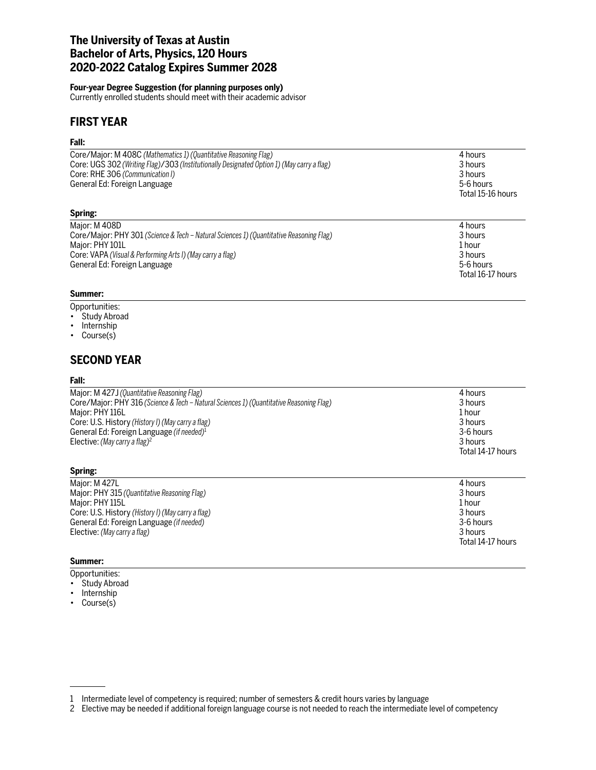# The University of Texas at Austin
# Bachelor of Arts, Physics, 120 Hours
# 2020-2022 Catalog Expires Summer 2028

**Four-year Degree Suggestion (for planning purposes only)**
Currently enrolled students should meet with their academic advisor

## FIRST YEAR

### Fall:

| | |
|---|---|
| Core/Major: M 408C *(Mathematics 1) (Quantitative Reasoning Flag)* | 4 hours |
| Core: UGS 302 *(Writing Flag)*/303 *(Institutionally Designated Option 1) (May carry a flag)* | 3 hours |
| Core: RHE 306 *(Communication I)* | 3 hours |
| General Ed: Foreign Language | 5-6 hours |
| | Total 15-16 hours |

### Spring:

| | |
|---|---|
| Major: M 408D | 4 hours |
| Core/Major: PHY 301 *(Science & Tech – Natural Sciences 1) (Quantitative Reasoning Flag)* | 3 hours |
| Major: PHY 101L | 1 hour |
| Core: VAPA *(Visual & Performing Arts I) (May carry a flag)* | 3 hours |
| General Ed: Foreign Language | 5-6 hours |
| | Total 16-17 hours |

### Summer:

Opportunities:

- Study Abroad
- Internship
- Course(s)

## SECOND YEAR

### Fall:

| | |
|---|---|
| Major: M 427J *(Quantitative Reasoning Flag)* | 4 hours |
| Core/Major: PHY 316 *(Science & Tech – Natural Sciences 1) (Quantitative Reasoning Flag)* | 3 hours |
| Major: PHY 116L | 1 hour |
| Core: U.S. History *(History I) (May carry a flag)* | 3 hours |
| General Ed: Foreign Language *(if needed)*[1] | 3-6 hours |
| Elective: *(May carry a flag)*[2] | 3 hours |
| | Total 14-17 hours |

### Spring:

| | |
|---|---|
| Major: M 427L | 4 hours |
| Major: PHY 315 *(Quantitative Reasoning Flag)* | 3 hours |
| Major: PHY 115L | 1 hour |
| Core: U.S. History *(History I) (May carry a flag)* | 3 hours |
| General Ed: Foreign Language *(if needed)* | 3-6 hours |
| Elective: *(May carry a flag)* | 3 hours |
| | Total 14-17 hours |

### Summer:

Opportunities:

- Study Abroad
- Internship
- Course(s)

---

1 Intermediate level of competency is required; number of semesters & credit hours varies by language

2 Elective may be needed if additional foreign language course is not needed to reach the intermediate level of competency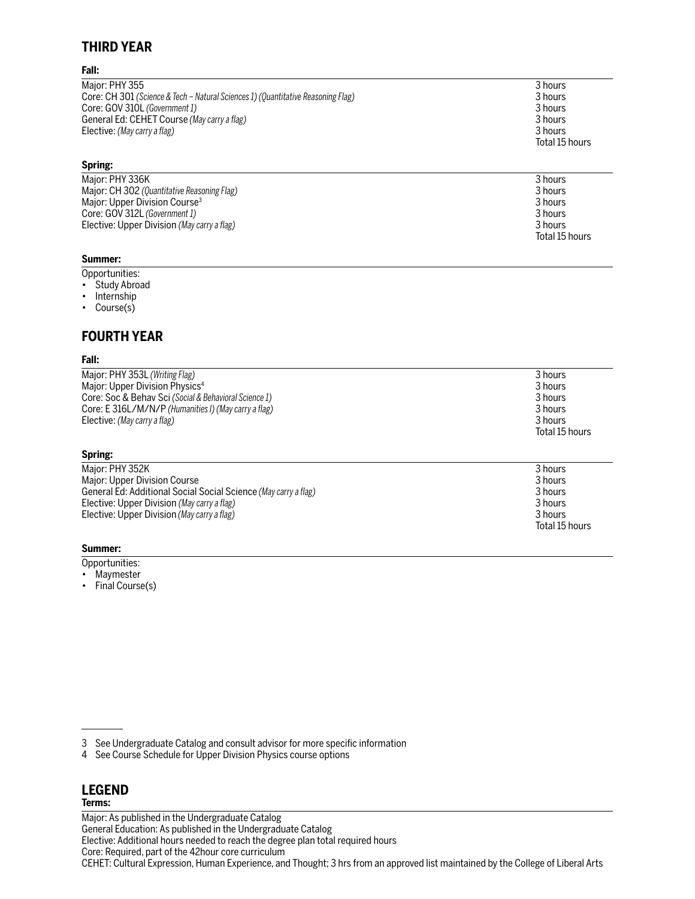## THIRD YEAR

### Fall:

| | |
|---|---|
| Major: PHY 355 | 3 hours |
| Core: CH 301 *(Science & Tech – Natural Sciences 1) (Quantitative Reasoning Flag)* | 3 hours |
| Core: GOV 310L *(Government 1)* | 3 hours |
| General Ed: CEHET Course *(May carry a flag)* | 3 hours |
| Elective: *(May carry a flag)* | 3 hours |
| | Total 15 hours |

### Spring:

| | |
|---|---|
| Major: PHY 336K | 3 hours |
| Major: CH 302 *(Quantitative Reasoning Flag)* | 3 hours |
| Major: Upper Division Course[3] | 3 hours |
| Core: GOV 312L *(Government 1)* | 3 hours |
| Elective: Upper Division *(May carry a flag)* | 3 hours |
| | Total 15 hours |

### Summer:

Opportunities:

- Study Abroad
- Internship
- Course(s)

## FOURTH YEAR

### Fall:

| | |
|---|---|
| Major: PHY 353L *(Writing Flag)* | 3 hours |
| Major: Upper Division Physics[4] | 3 hours |
| Core: Soc & Behav Sci *(Social & Behavioral Science 1)* | 3 hours |
| Core: E 316L/M/N/P *(Humanities I) (May carry a flag)* | 3 hours |
| Elective: *(May carry a flag)* | 3 hours |
| | Total 15 hours |

### Spring:

| | |
|---|---|
| Major: PHY 352K | 3 hours |
| Major: Upper Division Course | 3 hours |
| General Ed: Additional Social Social Science *(May carry a flag)* | 3 hours |
| Elective: Upper Division *(May carry a flag)* | 3 hours |
| Elective: Upper Division *(May carry a flag)* | 3 hours |
| | Total 15 hours |

### Summer:

Opportunities:

- Maymester
- Final Course(s)

---

3 See Undergraduate Catalog and consult advisor for more specific information

4 See Course Schedule for Upper Division Physics course options

## LEGEND

### Terms:

Major: As published in the Undergraduate Catalog

General Education: As published in the Undergraduate Catalog

Elective: Additional hours needed to reach the degree plan total required hours

Core: Required, part of the 42hour core curriculum

CEHET: Cultural Expression, Human Experience, and Thought; 3 hrs from an approved list maintained by the College of Liberal Arts